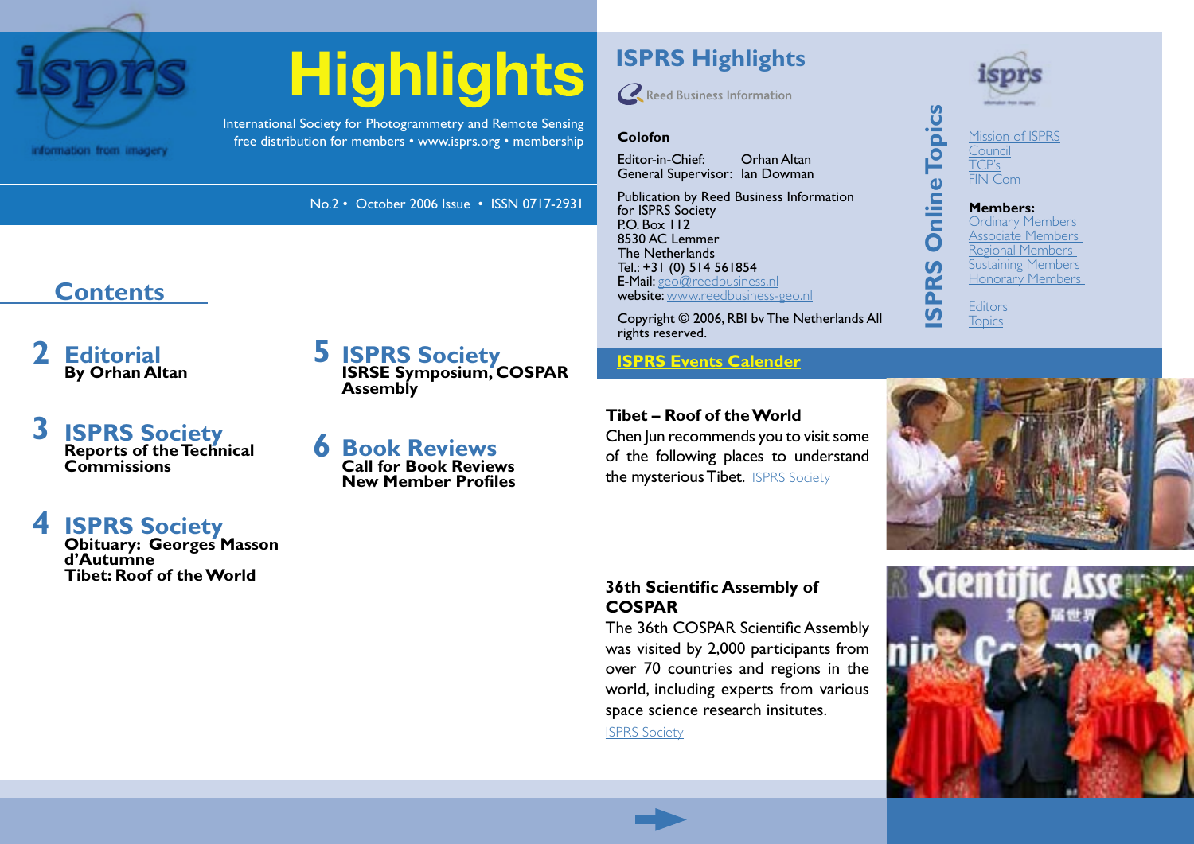# Highlights

International Society for Photogrammetry and Remote Sensing
free distribution for members • www.isprs.org • membership

No.2 • October 2006 Issue • ISSN 0717-2931

## Contents

**2 Editorial**
**By Orhan Altan**

**3 ISPRS Society**
**Reports of the Technical Commissions**

**4 ISPRS Society**
**Obituary: Georges Masson d'Autumne**
**Tibet: Roof of the World**

**5 ISPRS Society**
**ISRSE Symposium, COSPAR Assembly**

**6 Book Reviews**
**Call for Book Reviews**
**New Member Profiles**

## ISPRS Highlights

Reed Business Information

**Colofon**

Editor-in-Chief: Orhan Altan
General Supervisor: Ian Dowman

Publication by Reed Business Information
for ISPRS Society
P.O. Box 112
8530 AC Lemmer
The Netherlands
Tel.: +31 (0) 514 561854
E-Mail: geo@reedbusiness.nl
website: www.reedbusiness-geo.nl

Copyright © 2006, RBI bv The Netherlands All rights reserved.

## ISPRS Online Topics

Mission of ISPRS
Council
TCP's
FIN Com

**Members:**
Ordinary Members
Associate Members
Regional Members
Sustaining Members
Honorary Members

Editors
Topics

## ISPRS Events Calender

**Tibet – Roof of the World**
Chen Jun recommends you to visit some of the following places to understand the mysterious Tibet. ISPRS Society

**36th Scientific Assembly of COSPAR**
The 36th COSPAR Scientific Assembly was visited by 2,000 participants from over 70 countries and regions in the world, including experts from various space science research insitutes.
ISPRS Society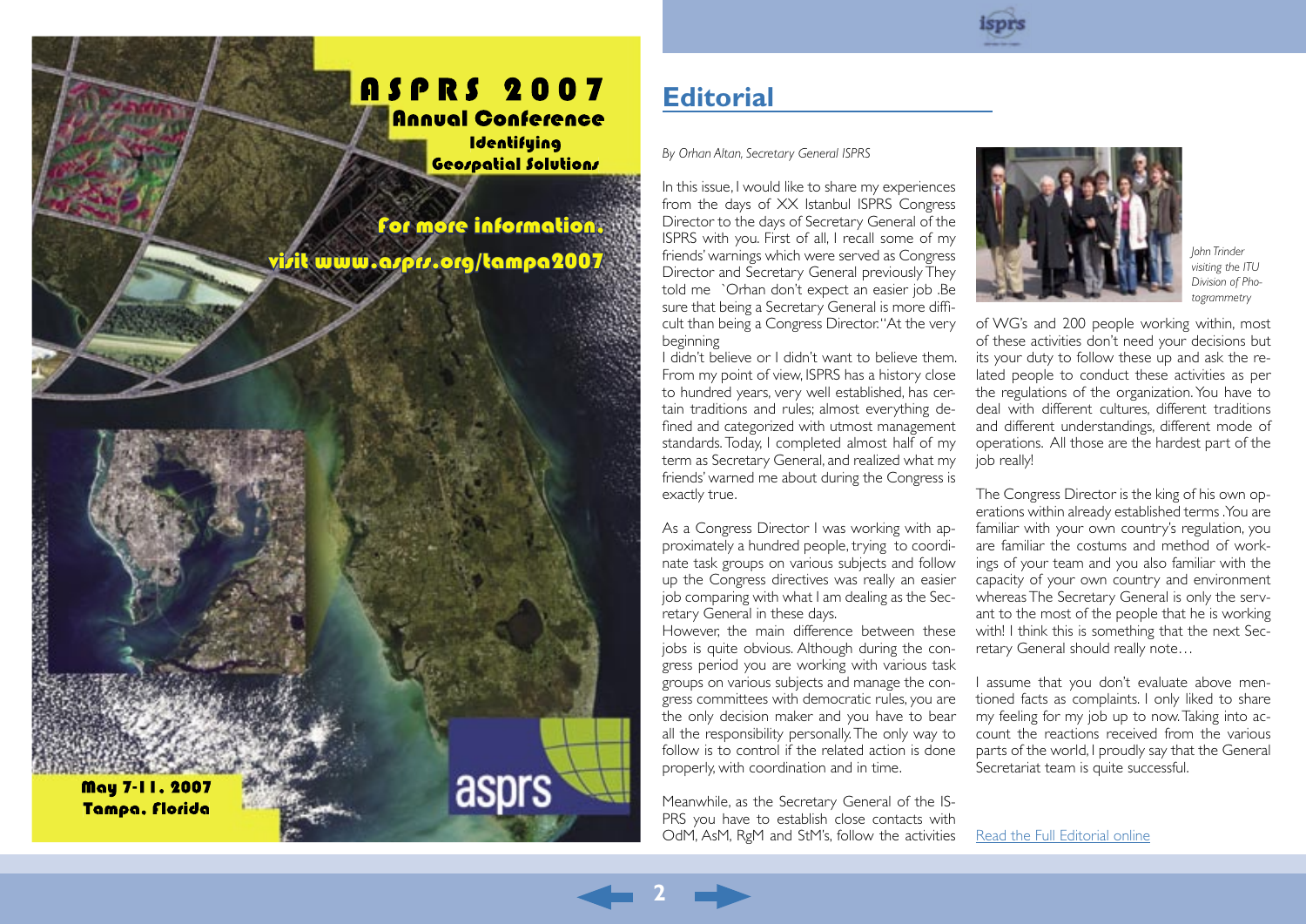# ASPRS 2007

## Annual Conference

### Identifying Geospatial Solutions

For more information, visit www.asprs.org/tampa2007

May 7-11, 2007
Tampa, Florida

asprs

## Editorial

*By Orhan Altan, Secretary General ISPRS*

In this issue, I would like to share my experiences from the days of XX Istanbul ISPRS Congress Director to the days of Secretary General of the ISPRS with you. First of all, I recall some of my friends' warnings which were served as Congress Director and Secretary General previously They told me `Orhan don't expect an easier job .Be sure that being a Secretary General is more difficult than being a Congress Director."At the very beginning

I didn't believe or I didn't want to believe them. From my point of view, ISPRS has a history close to hundred years, very well established, has certain traditions and rules; almost everything defined and categorized with utmost management standards. Today, I completed almost half of my term as Secretary General, and realized what my friends' warned me about during the Congress is exactly true.

As a Congress Director I was working with approximately a hundred people, trying to coordinate task groups on various subjects and follow up the Congress directives was really an easier job comparing with what I am dealing as the Secretary General in these days.

However, the main difference between these jobs is quite obvious. Although during the congress period you are working with various task groups on various subjects and manage the congress committees with democratic rules, you are the only decision maker and you have to bear all the responsibility personally. The only way to follow is to control if the related action is done properly, with coordination and in time.

Meanwhile, as the Secretary General of the ISPRS you have to establish close contacts with OdM, AsM, RgM and StM's, follow the activities of WG's and 200 people working within, most of these activities don't need your decisions but its your duty to follow these up and ask the related people to conduct these activities as per the regulations of the organization. You have to deal with different cultures, different traditions and different understandings, different mode of operations. All those are the hardest part of the job really!

*John Trinder visiting the ITU Division of Photogrammetry*

The Congress Director is the king of his own operations within already established terms .You are familiar with your own country's regulation, you are familiar the costums and method of workings of your team and you also familiar with the capacity of your own country and environment whereas The Secretary General is only the servant to the most of the people that he is working with! I think this is something that the next Secretary General should really note…

I assume that you don't evaluate above mentioned facts as complaints. I only liked to share my feeling for my job up to now. Taking into account the reactions received from the various parts of the world, I proudly say that the General Secretariat team is quite successful.

Read the Full Editorial online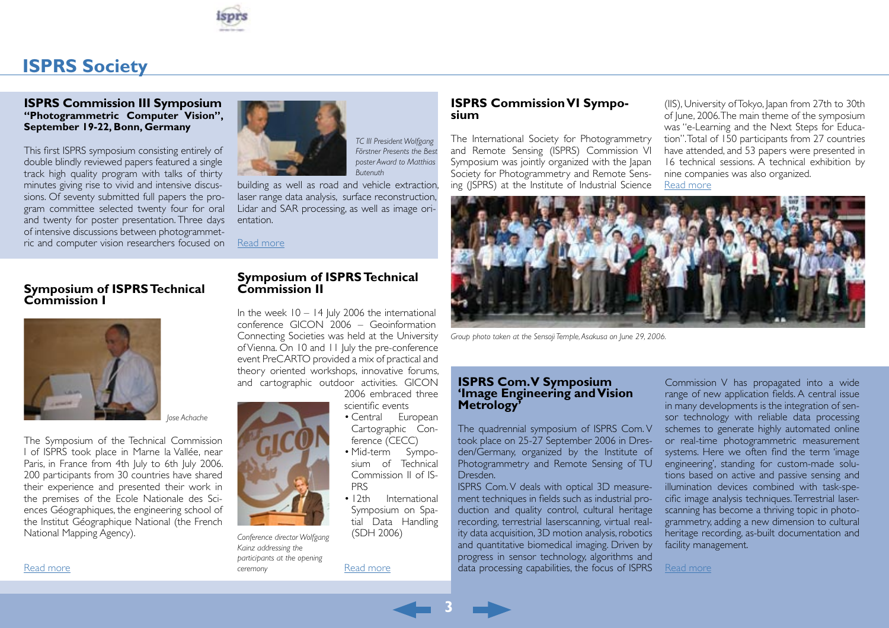# ISPRS Society

## ISPRS Commission III Symposium "Photogrammetric Computer Vision", September 19-22, Bonn, Germany

*TC III President Wolfgang Förstner Presents the Best poster Award to Matthias Butenuth*

This first ISPRS symposium consisting entirely of double blindly reviewed papers featured a single track high quality program with talks of thirty minutes giving rise to vivid and intensive discussions. Of seventy submitted full papers the program committee selected twenty four for oral and twenty for poster presentation. Three days of intensive discussions between photogrammetric and computer vision researchers focused on building as well as road and vehicle extraction, laser range data analysis, surface reconstruction, Lidar and SAR processing, as well as image orientation.

Read more

## ISPRS Commission VI Symposium

The International Society for Photogrammetry and Remote Sensing (ISPRS) Commission VI Symposium was jointly organized with the Japan Society for Photogrammetry and Remote Sensing (JSPRS) at the Institute of Industrial Science (IIS), University of Tokyo, Japan from 27th to 30th of June, 2006. The main theme of the symposium was "e-Learning and the Next Steps for Education". Total of 150 participants from 27 countries have attended, and 53 papers were presented in 16 technical sessions. A technical exhibition by nine companies was also organized.

Read more

*Group photo taken at the Sensoji Temple, Asakusa on June 29, 2006.*

## Symposium of ISPRS Technical Commission I

*Jose Achache*

The Symposium of the Technical Commission I of ISPRS took place in Marne la Vallée, near Paris, in France from 4th July to 6th July 2006. 200 participants from 30 countries have shared their experience and presented their work in the premises of the Ecole Nationale des Sciences Géographiques, the engineering school of the Institut Géographique National (the French National Mapping Agency).

Read more

## Symposium of ISPRS Technical Commission II

In the week 10 – 14 July 2006 the international conference GICON 2006 – Geoinformation Connecting Societies was held at the University of Vienna. On 10 and 11 July the pre-conference event PreCARTO provided a mix of practical and theory oriented workshops, innovative forums, and cartographic outdoor activities. GICON 2006 embraced three scientific events

- Central European Cartographic Conference (CECC)
- Mid-term Symposium of Technical Commission II of ISPRS
- 12th International Symposium on Spatial Data Handling (SDH 2006)

*Conference director Wolfgang Kainz addressing the participants at the opening ceremony*

Read more

## ISPRS Com. V Symposium 'Image Engineering and Vision Metrology'

The quadrennial symposium of ISPRS Com. V took place on 25-27 September 2006 in Dresden/Germany, organized by the Institute of Photogrammetry and Remote Sensing of TU Dresden.

ISPRS Com. V deals with optical 3D measurement techniques in fields such as industrial production and quality control, cultural heritage recording, terrestrial laserscanning, virtual reality data acquisition, 3D motion analysis, robotics and quantitative biomedical imaging. Driven by progress in sensor technology, algorithms and data processing capabilities, the focus of ISPRS Commission V has propagated into a wide range of new application fields. A central issue in many developments is the integration of sensor technology with reliable data processing schemes to generate highly automated online or real-time photogrammetric measurement systems. Here we often find the term 'image engineering', standing for custom-made solutions based on active and passive sensing and illumination devices combined with task-specific image analysis techniques. Terrestrial laserscanning has become a thriving topic in photogrammetry, adding a new dimension to cultural heritage recording, as-built documentation and facility management.

Read more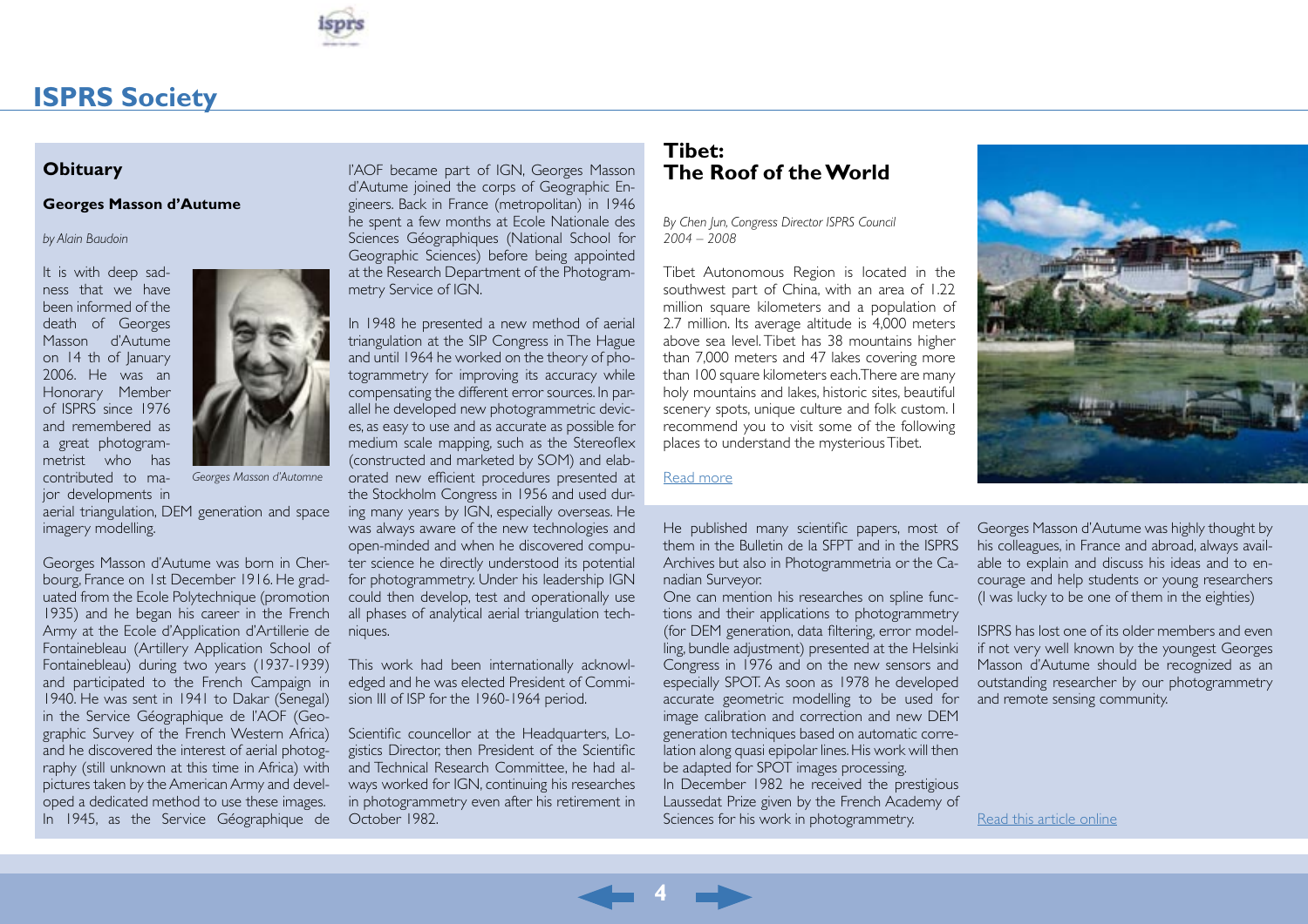# ISPRS Society

## Obituary

### Georges Masson d'Autume

*by Alain Baudoin*

It is with deep sadness that we have been informed of the death of Georges Masson d'Autume on 14 th of January 2006. He was an Honorary Member of ISPRS since 1976 and remembered as a great photogrammetrist who has contributed to major developments in aerial triangulation, DEM generation and space imagery modelling.

*Georges Masson d'Automne*

Georges Masson d'Autume was born in Cherbourg, France on 1st December 1916. He graduated from the Ecole Polytechnique (promotion 1935) and he began his career in the French Army at the Ecole d'Application d'Artillerie de Fontainebleau (Artillery Application School of Fontainebleau) during two years (1937-1939) and participated to the French Campaign in 1940. He was sent in 1941 to Dakar (Senegal) in the Service Géographique de l'AOF (Geographic Survey of the French Western Africa) and he discovered the interest of aerial photography (still unknown at this time in Africa) with pictures taken by the American Army and developed a dedicated method to use these images. In 1945, as the Service Géographique de l'AOF became part of IGN, Georges Masson d'Autume joined the corps of Geographic Engineers. Back in France (metropolitan) in 1946 he spent a few months at Ecole Nationale des Sciences Géographiques (National School for Geographic Sciences) before being appointed at the Research Department of the Photogrammetry Service of IGN.

In 1948 he presented a new method of aerial triangulation at the SIP Congress in The Hague and until 1964 he worked on the theory of photogrammetry for improving its accuracy while compensating the different error sources. In parallel he developed new photogrammetric devices, as easy to use and as accurate as possible for medium scale mapping, such as the Stereoflex (constructed and marketed by SOM) and elaborated new efficient procedures presented at the Stockholm Congress in 1956 and used during many years by IGN, especially overseas. He was always aware of the new technologies and open-minded and when he discovered computer science he directly understood its potential for photogrammetry. Under his leadership IGN could then develop, test and operationally use all phases of analytical aerial triangulation techniques.

This work had been internationally acknowledged and he was elected President of Commision III of ISP for the 1960-1964 period.

Scientific councellor at the Headquarters, Logistics Director, then President of the Scientific and Technical Research Committee, he had always worked for IGN, continuing his researches in photogrammetry even after his retirement in October 1982.

He published many scientific papers, most of them in the Bulletin de la SFPT and in the ISPRS Archives but also in Photogrammetria or the Canadian Surveyor.
One can mention his researches on spline functions and their applications to photogrammetry (for DEM generation, data filtering, error modelling, bundle adjustment) presented at the Helsinki Congress in 1976 and on the new sensors and especially SPOT. As soon as 1978 he developed accurate geometric modelling to be used for image calibration and correction and new DEM generation techniques based on automatic correlation along quasi epipolar lines. His work will then be adapted for SPOT images processing.
In December 1982 he received the prestigious Laussedat Prize given by the French Academy of Sciences for his work in photogrammetry.

Georges Masson d'Autume was highly thought by his colleagues, in France and abroad, always available to explain and discuss his ideas and to encourage and help students or young researchers (I was lucky to be one of them in the eighties)

ISPRS has lost one of its older members and even if not very well known by the youngest Georges Masson d'Autume should be recognized as an outstanding researcher by our photogrammetry and remote sensing community.

Read this article online

## Tibet: The Roof of the World

*By Chen Jun, Congress Director ISPRS Council 2004 – 2008*

Tibet Autonomous Region is located in the southwest part of China, with an area of 1.22 million square kilometers and a population of 2.7 million. Its average altitude is 4,000 meters above sea level. Tibet has 38 mountains higher than 7,000 meters and 47 lakes covering more than 100 square kilometers each. There are many holy mountains and lakes, historic sites, beautiful scenery spots, unique culture and folk custom. I recommend you to visit some of the following places to understand the mysterious Tibet.

Read more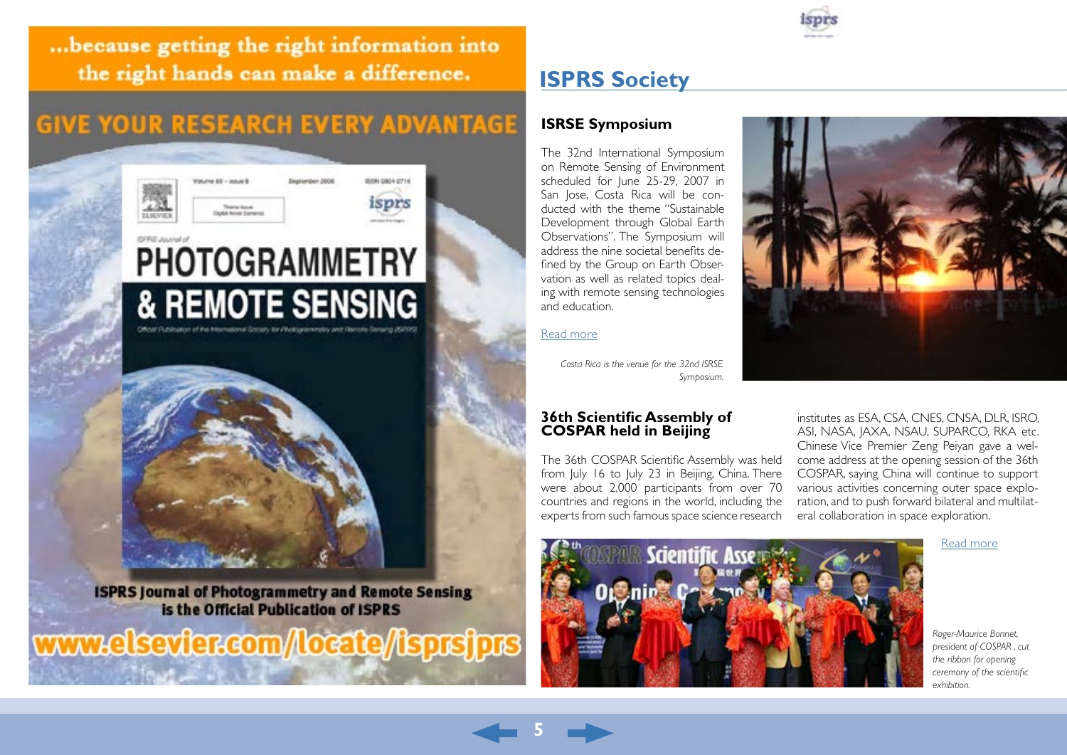...because getting the right information into the right hands can make a difference.

GIVE YOUR RESEARCH EVERY ADVANTAGE

ISPRS Journal of Photogrammetry and Remote Sensing is the Official Publication of ISPRS

www.elsevier.com/locate/isprsjprs

# ISPRS Society

## ISRSE Symposium

The 32nd International Symposium on Remote Sensing of Environment scheduled for June 25-29, 2007 in San Jose, Costa Rica will be conducted with the theme "Sustainable Development through Global Earth Observations". The Symposium will address the nine societal benefits defined by the Group on Earth Observation as well as related topics dealing with remote sensing technologies and education.

Read more

*Costa Rica is the venue for the 32nd ISRSE Symposium.*

## 36th Scientific Assembly of COSPAR held in Beijing

The 36th COSPAR Scientific Assembly was held from July 16 to July 23 in Beijing, China. There were about 2,000 participants from over 70 countries and regions in the world, including the experts from such famous space science research institutes as ESA, CSA, CNES, CNSA, DLR, ISRO, ASI, NASA, JAXA, NSAU, SUPARCO, RKA etc. Chinese Vice Premier Zeng Peiyan gave a welcome address at the opening session of the 36th COSPAR, saying China will continue to support various activities concerning outer space exploration, and to push forward bilateral and multilateral collaboration in space exploration.

Read more

*Roger-Maurice Bonnet, president of COSPAR, cut the ribbon for opening ceremony of the scientific exhibition.*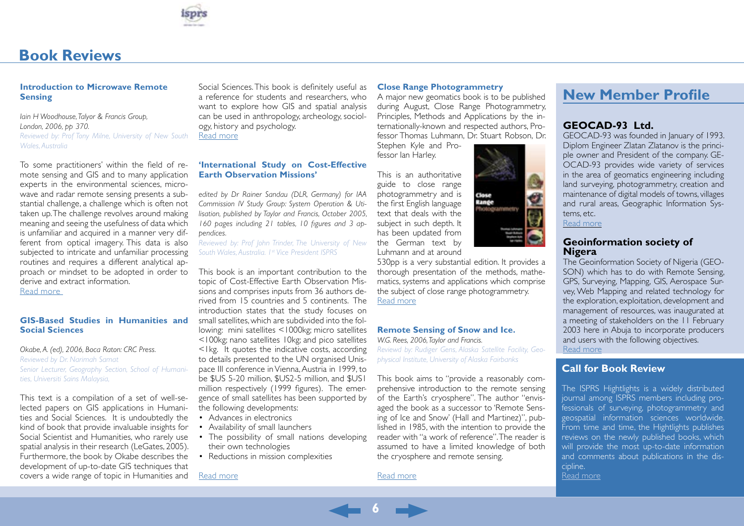# Book Reviews

### Introduction to Microwave Remote Sensing

*Iain H Woodhouse, Talyor & Francis Group, London, 2006, pp 370.*
*Reviewed by: Prof Tony Milne, University of New South Wales, Australia*

To some practitioners' within the field of remote sensing and GIS and to many application experts in the environmental sciences, microwave and radar remote sensing presents a substantial challenge, a challenge which is often not taken up. The challenge revolves around making meaning and seeing the usefulness of data which is unfamiliar and acquired in a manner very different from optical imagery. This data is also subjected to intricate and unfamiliar processing routines and requires a different analytical approach or mindset to be adopted in order to derive and extract information.
Read more

### GIS-Based Studies in Humanities and Social Sciences

*Okabe, A. (ed), 2006, Boca Raton: CRC Press.*
*Reviewed by Dr. Narimah Samat*
*Senior Lecturer, Geography Section, School of Humanities, Universiti Sains Malaysia,*

This text is a compilation of a set of well-selected papers on GIS applications in Humanities and Social Sciences. It is undoubtedly the kind of book that provide invaluable insights for Social Scientist and Humanities, who rarely use spatial analysis in their research (LeGates, 2005). Furthermore, the book by Okabe describes the development of up-to-date GIS techniques that covers a wide range of topic in Humanities and Social Sciences. This book is definitely useful as a reference for students and researchers, who want to explore how GIS and spatial analysis can be used in anthropology, archeology, sociology, history and psychology.
Read more

### 'International Study on Cost-Effective Earth Observation Missions'

*edited by Dr Rainer Sandau (DLR, Germany) for IAA Commission IV Study Group: System Operation & Utilisation, published by Taylor and Francis, October 2005, 160 pages including 21 tables, 10 figures and 3 appendices.*
*Reviewed by: Prof John Trinder, The University of New South Wales, Australia. 1st Vice President ISPRS*

This book is an important contribution to the topic of Cost-Effective Earth Observation Missions and comprises inputs from 36 authors derived from 15 countries and 5 continents. The introduction states that the study focuses on small satellites, which are subdivided into the following: mini satellites <1000kg; micro satellites <100kg; nano satellites 10kg; and pico satellites <1kg. It quotes the indicative costs, according to details presented to the UN organised Unispace III conference in Vienna, Austria in 1999, to be $US 5-20 million, $US2-5 million, and $US1 million respectively (1999 figures). The emergence of small satellites has been supported by the following developments:

- Advances in electronics
- Availability of small launchers
- The possibility of small nations developing their own technologies
- Reductions in mission complexities

Read more

### Close Range Photogrammetry

A major new geomatics book is to be published during August, Close Range Photogrammetry, Principles, Methods and Applications by the internationally-known and respected authors, Professor Thomas Luhmann, Dr. Stuart Robson, Dr. Stephen Kyle and Professor Ian Harley.

This is an authoritative guide to close range photogrammetry and is the first English language text that deals with the subject in such depth. It has been updated from the German text by Luhmann and at around 530pp is a very substantial edition. It provides a thorough presentation of the methods, mathematics, systems and applications which comprise the subject of close range photogrammetry.
Read more

### Remote Sensing of Snow and Ice.

*W.G. Rees, 2006, Taylor and Francis.*
*Reviewd by: Rudiger Gens, Alaska Satellite Facility, Geophysical Institute, University of Alaska Fairbanks*

This book aims to "provide a reasonably comprehensive introduction to the remote sensing of the Earth's cryosphere". The author "envisaged the book as a successor to 'Remote Sensing of Ice and Snow' (Hall and Martinez)", published in 1985, with the intention to provide the reader with "a work of reference". The reader is assumed to have a limited knowledge of both the cryosphere and remote sensing.

Read more

# New Member Profile

### GEOCAD-93 Ltd.

GEOCAD-93 was founded in January of 1993. Diplom Engineer Zlatan Zlatanov is the principle owner and President of the company. GEOCAD-93 provides wide variety of services in the area of geomatics engineering including land surveying, photogrammetry, creation and maintenance of digital models of towns, villages and rural areas, Geographic Information Systems, etc.
Read more

### Geoinformation society of Nigera

The Geoinformation Society of Nigeria (GEOSON) which has to do with Remote Sensing, GPS, Surveying, Mapping, GIS, Aerospace Survey, Web Mapping and related technology for the exploration, exploitation, development and management of resources, was inaugurated at a meeting of stakeholders on the 11 February 2003 here in Abuja to incorporate producers and users with the following objectives.
Read more

## Call for Book Review

The ISPRS Hightlights is a widely distributed journal among ISPRS members including professionals of surveying, photogrammetry and geospatial information sciences worldwide. From time and time, the Hightlights publishes reviews on the newly published books, which will provide the most up-to-date information and comments about publications in the discipline.
Read more